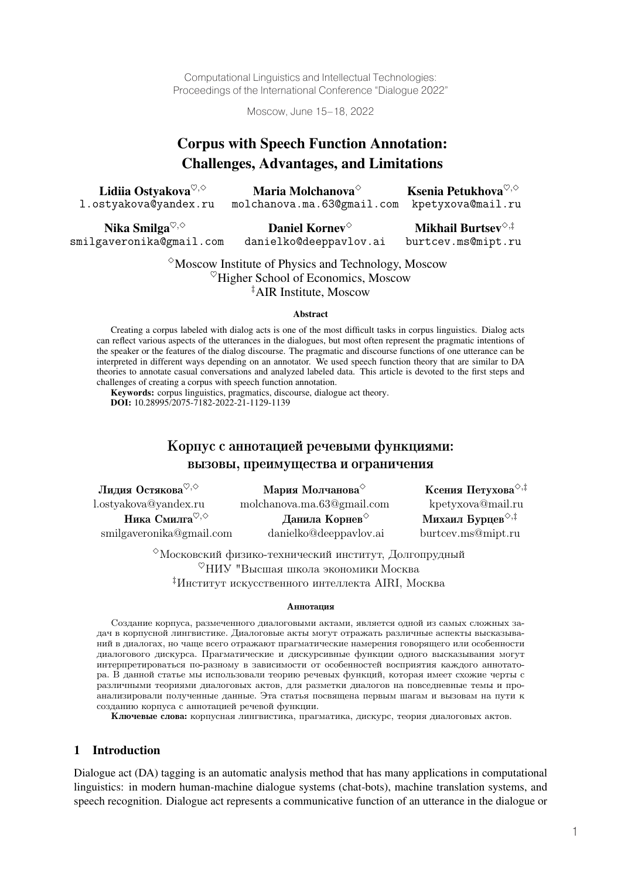Computational Linguistics and Intellectual Technologies:
Proceedings of the International Conference "Dialogue 2022"

Moscow, June 15–18, 2022

# Corpus with Speech Function Annotation: Challenges, Advantages, and Limitations

**Lidiia Ostyakova**[♡,◇] l.ostyakova@yandex.ru

**Maria Molchanova**[◇] molchanova.ma.63@gmail.com

**Ksenia Petukhova**[♡,◇] kpetyxova@mail.ru

**Nika Smilga**[♡,◇] smilgaveronika@gmail.com

**Daniel Kornev**[◇] danielko@deeppavlov.ai

**Mikhail Burtsev**[◇,‡] burtcev.ms@mipt.ru

[◇]Moscow Institute of Physics and Technology, Moscow
[♡]Higher School of Economics, Moscow
[‡]AIR Institute, Moscow

### Abstract

Creating a corpus labeled with dialog acts is one of the most difficult tasks in corpus linguistics. Dialog acts can reflect various aspects of the utterances in the dialogues, but most often represent the pragmatic intentions of the speaker or the features of the dialog discourse. The pragmatic and discourse functions of one utterance can be interpreted in different ways depending on an annotator. We used speech function theory that are similar to DA theories to annotate casual conversations and analyzed labeled data. This article is devoted to the first steps and challenges of creating a corpus with speech function annotation.

**Keywords:** corpus linguistics, pragmatics, discourse, dialogue act theory.
**DOI:** 10.28995/2075-7182-2022-21-1129-1139

# Корпус с аннотацией речевыми функциями: вызовы, преимущества и ограничения

**Лидия Остякова**[♡,◇] l.ostyakova@yandex.ru

**Мария Молчанова**[◇] molchanova.ma.63@gmail.com

**Ксения Петухова**[◇,‡] kpetyxova@mail.ru

**Ника Смилга**[♡,◇] smilgaveronika@gmail.com

**Данила Корнев**[◇] danielko@deeppavlov.ai

**Михаил Бурцев**[◇,‡] burtcev.ms@mipt.ru

[◇]Московский физико-технический институт, Долгопрудный
[♡]НИУ "Высшая школа экономики Москва
[‡]Институт искусственного интеллекта AIRI, Москва

### Аннотация

Создание корпуса, размеченного диалоговыми актами, является одной из самых сложных задач в корпусной лингвистике. Диалоговые акты могут отражать различные аспекты высказываний в диалогах, но чаще всего отражают прагматические намерения говорящего или особенности диалогового дискурса. Прагматические и дискурсивные функции одного высказывания могут интерпретироваться по-разному в зависимости от особенностей восприятия каждого аннотатора. В данной статье мы использовали теорию речевых функций, которая имеет схожие черты с различными теориями диалоговых актов, для разметки диалогов на повседневные темы и проанализировали полученные данные. Эта статья посвящена первым шагам и вызовам на пути к созданию корпуса с аннотацией речевой функции.

**Ключевые слова:** корпусная лингвистика, прагматика, дискурс, теория диалоговых актов.

## 1 Introduction

Dialogue act (DA) tagging is an automatic analysis method that has many applications in computational linguistics: in modern human-machine dialogue systems (chat-bots), machine translation systems, and speech recognition. Dialogue act represents a communicative function of an utterance in the dialogue or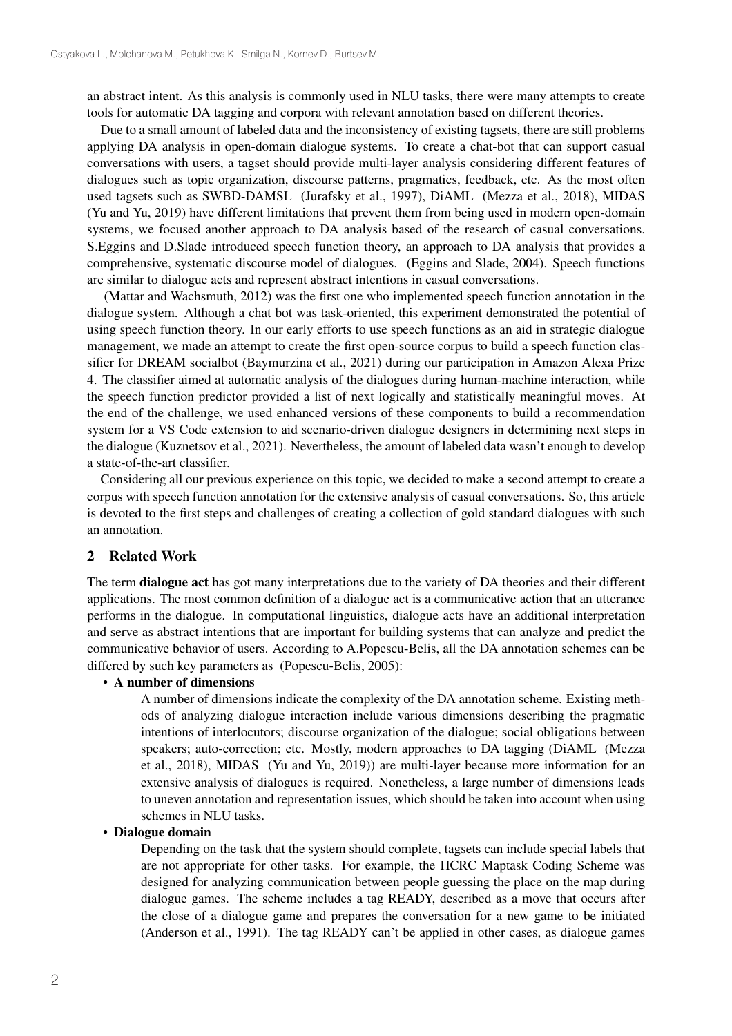an abstract intent. As this analysis is commonly used in NLU tasks, there were many attempts to create tools for automatic DA tagging and corpora with relevant annotation based on different theories.

Due to a small amount of labeled data and the inconsistency of existing tagsets, there are still problems applying DA analysis in open-domain dialogue systems. To create a chat-bot that can support casual conversations with users, a tagset should provide multi-layer analysis considering different features of dialogues such as topic organization, discourse patterns, pragmatics, feedback, etc. As the most often used tagsets such as SWBD-DAMSL (Jurafsky et al., 1997), DiAML (Mezza et al., 2018), MIDAS (Yu and Yu, 2019) have different limitations that prevent them from being used in modern open-domain systems, we focused another approach to DA analysis based of the research of casual conversations. S.Eggins and D.Slade introduced speech function theory, an approach to DA analysis that provides a comprehensive, systematic discourse model of dialogues. (Eggins and Slade, 2004). Speech functions are similar to dialogue acts and represent abstract intentions in casual conversations.

(Mattar and Wachsmuth, 2012) was the first one who implemented speech function annotation in the dialogue system. Although a chat bot was task-oriented, this experiment demonstrated the potential of using speech function theory. In our early efforts to use speech functions as an aid in strategic dialogue management, we made an attempt to create the first open-source corpus to build a speech function classifier for DREAM socialbot (Baymurzina et al., 2021) during our participation in Amazon Alexa Prize 4. The classifier aimed at automatic analysis of the dialogues during human-machine interaction, while the speech function predictor provided a list of next logically and statistically meaningful moves. At the end of the challenge, we used enhanced versions of these components to build a recommendation system for a VS Code extension to aid scenario-driven dialogue designers in determining next steps in the dialogue (Kuznetsov et al., 2021). Nevertheless, the amount of labeled data wasn't enough to develop a state-of-the-art classifier.

Considering all our previous experience on this topic, we decided to make a second attempt to create a corpus with speech function annotation for the extensive analysis of casual conversations. So, this article is devoted to the first steps and challenges of creating a collection of gold standard dialogues with such an annotation.

## 2 Related Work

The term **dialogue act** has got many interpretations due to the variety of DA theories and their different applications. The most common definition of a dialogue act is a communicative action that an utterance performs in the dialogue. In computational linguistics, dialogue acts have an additional interpretation and serve as abstract intentions that are important for building systems that can analyze and predict the communicative behavior of users. According to A.Popescu-Belis, all the DA annotation schemes can be differed by such key parameters as (Popescu-Belis, 2005):

- **A number of dimensions**

  A number of dimensions indicate the complexity of the DA annotation scheme. Existing methods of analyzing dialogue interaction include various dimensions describing the pragmatic intentions of interlocutors; discourse organization of the dialogue; social obligations between speakers; auto-correction; etc. Mostly, modern approaches to DA tagging (DiAML (Mezza et al., 2018), MIDAS (Yu and Yu, 2019)) are multi-layer because more information for an extensive analysis of dialogues is required. Nonetheless, a large number of dimensions leads to uneven annotation and representation issues, which should be taken into account when using schemes in NLU tasks.

- **Dialogue domain**

  Depending on the task that the system should complete, tagsets can include special labels that are not appropriate for other tasks. For example, the HCRC Maptask Coding Scheme was designed for analyzing communication between people guessing the place on the map during dialogue games. The scheme includes a tag READY, described as a move that occurs after the close of a dialogue game and prepares the conversation for a new game to be initiated (Anderson et al., 1991). The tag READY can't be applied in other cases, as dialogue games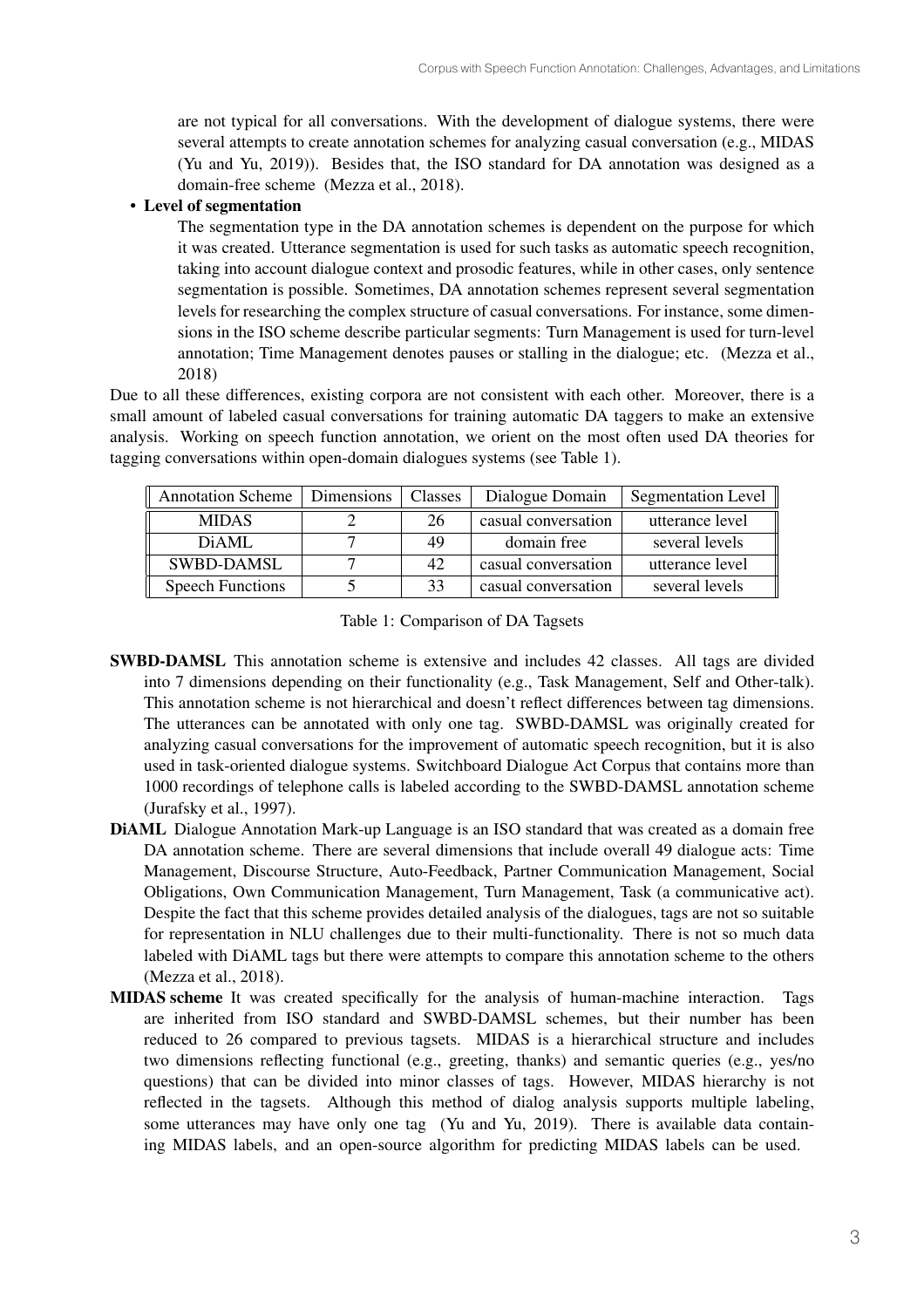are not typical for all conversations. With the development of dialogue systems, there were several attempts to create annotation schemes for analyzing casual conversation (e.g., MIDAS (Yu and Yu, 2019)). Besides that, the ISO standard for DA annotation was designed as a domain-free scheme (Mezza et al., 2018).

- **Level of segmentation**

  The segmentation type in the DA annotation schemes is dependent on the purpose for which it was created. Utterance segmentation is used for such tasks as automatic speech recognition, taking into account dialogue context and prosodic features, while in other cases, only sentence segmentation is possible. Sometimes, DA annotation schemes represent several segmentation levels for researching the complex structure of casual conversations. For instance, some dimensions in the ISO scheme describe particular segments: Turn Management is used for turn-level annotation; Time Management denotes pauses or stalling in the dialogue; etc. (Mezza et al., 2018)

Due to all these differences, existing corpora are not consistent with each other. Moreover, there is a small amount of labeled casual conversations for training automatic DA taggers to make an extensive analysis. Working on speech function annotation, we orient on the most often used DA theories for tagging conversations within open-domain dialogues systems (see Table 1).

| Annotation Scheme | Dimensions | Classes | Dialogue Domain | Segmentation Level |
|---|---|---|---|---|
| MIDAS | 2 | 26 | casual conversation | utterance level |
| DiAML | 7 | 49 | domain free | several levels |
| SWBD-DAMSL | 7 | 42 | casual conversation | utterance level |
| Speech Functions | 5 | 33 | casual conversation | several levels |

Table 1: Comparison of DA Tagsets

**SWBD-DAMSL** This annotation scheme is extensive and includes 42 classes. All tags are divided into 7 dimensions depending on their functionality (e.g., Task Management, Self and Other-talk). This annotation scheme is not hierarchical and doesn't reflect differences between tag dimensions. The utterances can be annotated with only one tag. SWBD-DAMSL was originally created for analyzing casual conversations for the improvement of automatic speech recognition, but it is also used in task-oriented dialogue systems. Switchboard Dialogue Act Corpus that contains more than 1000 recordings of telephone calls is labeled according to the SWBD-DAMSL annotation scheme (Jurafsky et al., 1997).

**DiAML** Dialogue Annotation Mark-up Language is an ISO standard that was created as a domain free DA annotation scheme. There are several dimensions that include overall 49 dialogue acts: Time Management, Discourse Structure, Auto-Feedback, Partner Communication Management, Social Obligations, Own Communication Management, Turn Management, Task (a communicative act). Despite the fact that this scheme provides detailed analysis of the dialogues, tags are not so suitable for representation in NLU challenges due to their multi-functionality. There is not so much data labeled with DiAML tags but there were attempts to compare this annotation scheme to the others (Mezza et al., 2018).

**MIDAS scheme** It was created specifically for the analysis of human-machine interaction. Tags are inherited from ISO standard and SWBD-DAMSL schemes, but their number has been reduced to 26 compared to previous tagsets. MIDAS is a hierarchical structure and includes two dimensions reflecting functional (e.g., greeting, thanks) and semantic queries (e.g., yes/no questions) that can be divided into minor classes of tags. However, MIDAS hierarchy is not reflected in the tagsets. Although this method of dialog analysis supports multiple labeling, some utterances may have only one tag (Yu and Yu, 2019). There is available data containing MIDAS labels, and an open-source algorithm for predicting MIDAS labels can be used.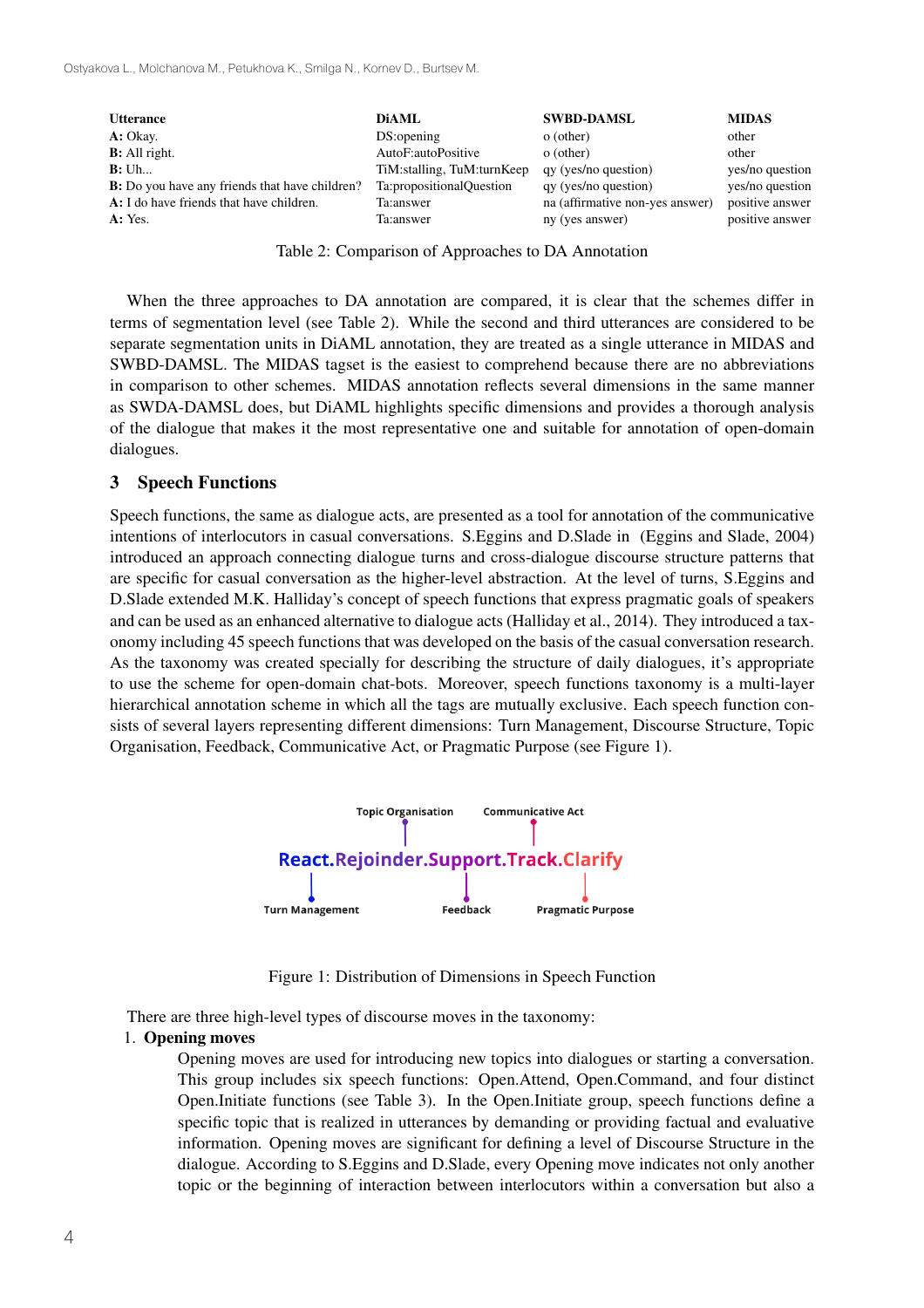| Utterance | DiAML | SWBD-DAMSL | MIDAS |
|---|---|---|---|
| **A:** Okay. | DS:opening | o (other) | other |
| **B:** All right. | AutoF:autoPositive | o (other) | other |
| **B:** Uh... | TiM:stalling, TuM:turnKeep | qy (yes/no question) | yes/no question |
| **B:** Do you have any friends that have children? | Ta:propositionalQuestion | qy (yes/no question) | yes/no question |
| **A:** I do have friends that have children. | Ta:answer | na (affirmative non-yes answer) | positive answer |
| **A:** Yes. | Ta:answer | ny (yes answer) | positive answer |

Table 2: Comparison of Approaches to DA Annotation

When the three approaches to DA annotation are compared, it is clear that the schemes differ in terms of segmentation level (see Table 2). While the second and third utterances are considered to be separate segmentation units in DiAML annotation, they are treated as a single utterance in MIDAS and SWBD-DAMSL. The MIDAS tagset is the easiest to comprehend because there are no abbreviations in comparison to other schemes. MIDAS annotation reflects several dimensions in the same manner as SWDA-DAMSL does, but DiAML highlights specific dimensions and provides a thorough analysis of the dialogue that makes it the most representative one and suitable for annotation of open-domain dialogues.

## 3 Speech Functions

Speech functions, the same as dialogue acts, are presented as a tool for annotation of the communicative intentions of interlocutors in casual conversations. S.Eggins and D.Slade in (Eggins and Slade, 2004) introduced an approach connecting dialogue turns and cross-dialogue discourse structure patterns that are specific for casual conversation as the higher-level abstraction. At the level of turns, S.Eggins and D.Slade extended M.K. Halliday's concept of speech functions that express pragmatic goals of speakers and can be used as an enhanced alternative to dialogue acts (Halliday et al., 2014). They introduced a taxonomy including 45 speech functions that was developed on the basis of the casual conversation research. As the taxonomy was created specially for describing the structure of daily dialogues, it's appropriate to use the scheme for open-domain chat-bots. Moreover, speech functions taxonomy is a multi-layer hierarchical annotation scheme in which all the tags are mutually exclusive. Each speech function consists of several layers representing different dimensions: Turn Management, Discourse Structure, Topic Organisation, Feedback, Communicative Act, or Pragmatic Purpose (see Figure 1).

Topic Organisation — Communicative Act

**React.Rejoinder.Support.Track.Clarify**

Turn Management — Feedback — Pragmatic Purpose

Figure 1: Distribution of Dimensions in Speech Function

There are three high-level types of discourse moves in the taxonomy:

1. **Opening moves**

   Opening moves are used for introducing new topics into dialogues or starting a conversation. This group includes six speech functions: Open.Attend, Open.Command, and four distinct Open.Initiate functions (see Table 3). In the Open.Initiate group, speech functions define a specific topic that is realized in utterances by demanding or providing factual and evaluative information. Opening moves are significant for defining a level of Discourse Structure in the dialogue. According to S.Eggins and D.Slade, every Opening move indicates not only another topic or the beginning of interaction between interlocutors within a conversation but also a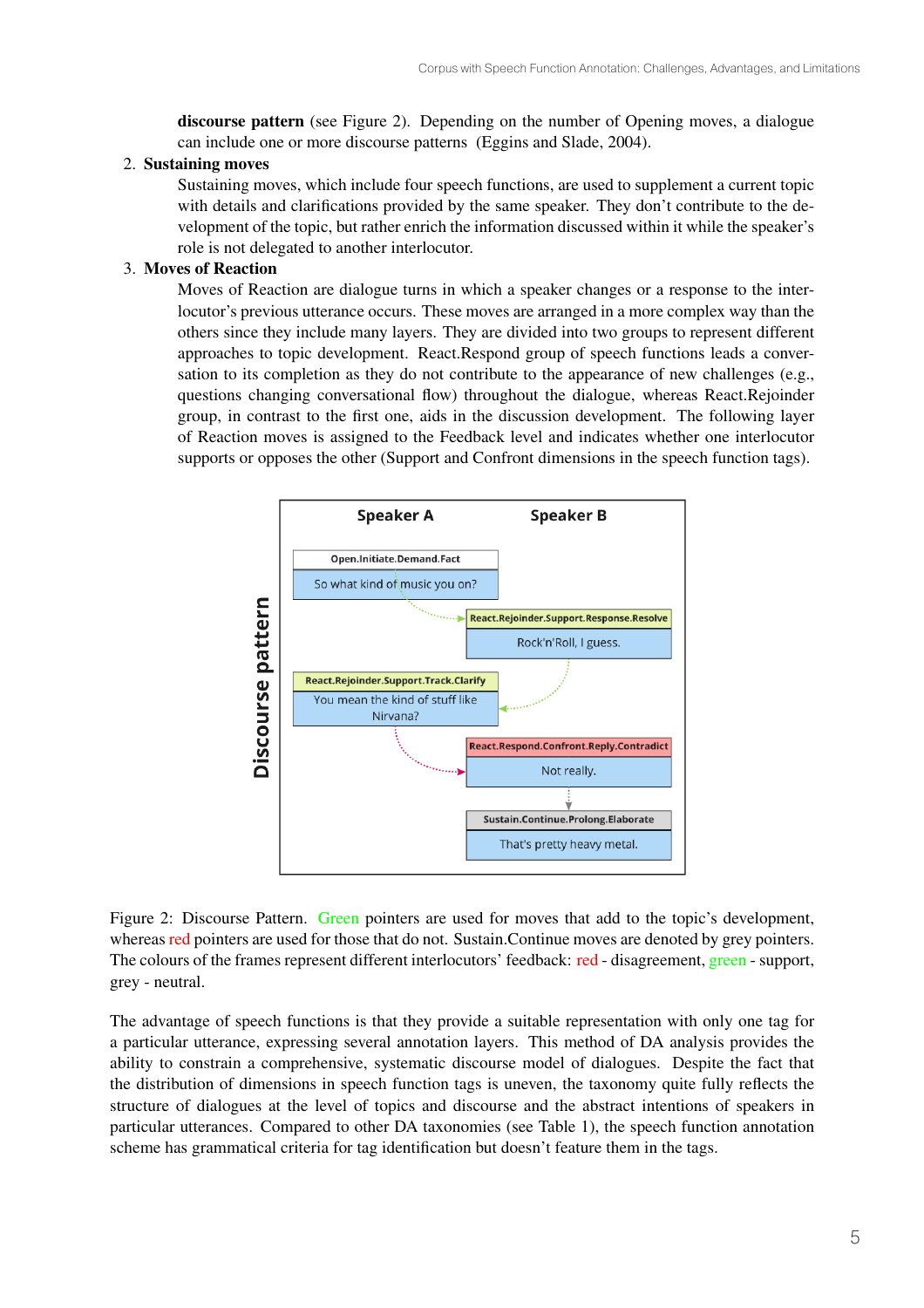**discourse pattern** (see Figure 2). Depending on the number of Opening moves, a dialogue can include one or more discourse patterns (Eggins and Slade, 2004).

2. **Sustaining moves**

   Sustaining moves, which include four speech functions, are used to supplement a current topic with details and clarifications provided by the same speaker. They don't contribute to the development of the topic, but rather enrich the information discussed within it while the speaker's role is not delegated to another interlocutor.

3. **Moves of Reaction**

   Moves of Reaction are dialogue turns in which a speaker changes or a response to the interlocutor's previous utterance occurs. These moves are arranged in a more complex way than the others since they include many layers. They are divided into two groups to represent different approaches to topic development. React.Respond group of speech functions leads a conversation to its completion as they do not contribute to the appearance of new challenges (e.g., questions changing conversational flow) throughout the dialogue, whereas React.Rejoinder group, in contrast to the first one, aids in the discussion development. The following layer of Reaction moves is assigned to the Feedback level and indicates whether one interlocutor supports or opposes the other (Support and Confront dimensions in the speech function tags).

Discourse pattern

| Speaker A | Speaker B |
|---|---|
| **Open.Initiate.Demand.Fact**<br>So what kind of music you on? | |
| | **React.Rejoinder.Support.Response.Resolve**<br>Rock'n'Roll, I guess. |
| **React.Rejoinder.Support.Track.Clarify**<br>You mean the kind of stuff like Nirvana? | |
| | **React.Respond.Confront.Reply.Contradict**<br>Not really. |
| | **Sustain.Continue.Prolong.Elaborate**<br>That's pretty heavy metal. |

Figure 2: Discourse Pattern. Green pointers are used for moves that add to the topic's development, whereas red pointers are used for those that do not. Sustain.Continue moves are denoted by grey pointers. The colours of the frames represent different interlocutors' feedback: red - disagreement, green - support, grey - neutral.

The advantage of speech functions is that they provide a suitable representation with only one tag for a particular utterance, expressing several annotation layers. This method of DA analysis provides the ability to constrain a comprehensive, systematic discourse model of dialogues. Despite the fact that the distribution of dimensions in speech function tags is uneven, the taxonomy quite fully reflects the structure of dialogues at the level of topics and discourse and the abstract intentions of speakers in particular utterances. Compared to other DA taxonomies (see Table 1), the speech function annotation scheme has grammatical criteria for tag identification but doesn't feature them in the tags.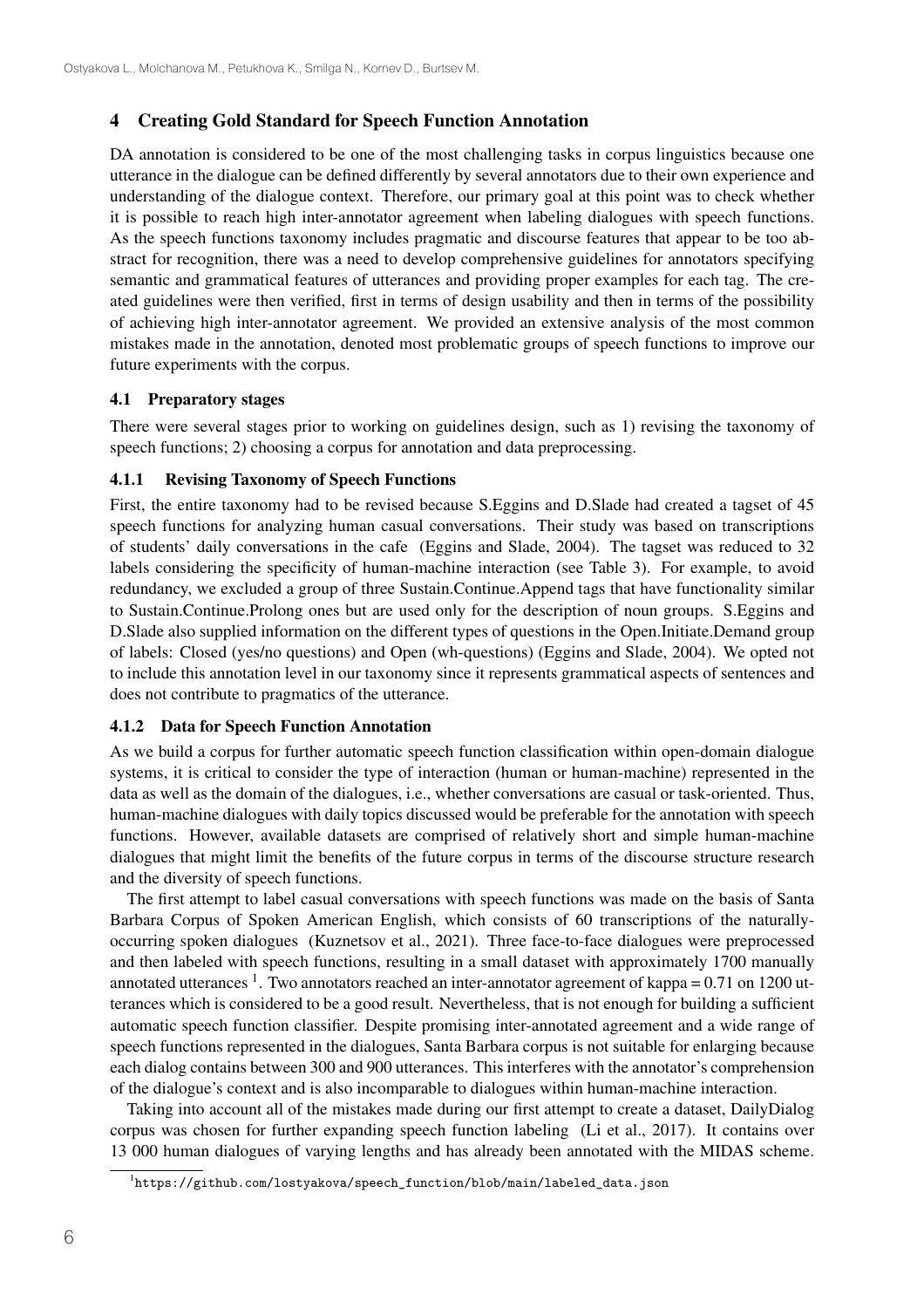## 4 Creating Gold Standard for Speech Function Annotation

DA annotation is considered to be one of the most challenging tasks in corpus linguistics because one utterance in the dialogue can be defined differently by several annotators due to their own experience and understanding of the dialogue context. Therefore, our primary goal at this point was to check whether it is possible to reach high inter-annotator agreement when labeling dialogues with speech functions. As the speech functions taxonomy includes pragmatic and discourse features that appear to be too abstract for recognition, there was a need to develop comprehensive guidelines for annotators specifying semantic and grammatical features of utterances and providing proper examples for each tag. The created guidelines were then verified, first in terms of design usability and then in terms of the possibility of achieving high inter-annotator agreement. We provided an extensive analysis of the most common mistakes made in the annotation, denoted most problematic groups of speech functions to improve our future experiments with the corpus.

### 4.1 Preparatory stages

There were several stages prior to working on guidelines design, such as 1) revising the taxonomy of speech functions; 2) choosing a corpus for annotation and data preprocessing.

#### 4.1.1 Revising Taxonomy of Speech Functions

First, the entire taxonomy had to be revised because S.Eggins and D.Slade had created a tagset of 45 speech functions for analyzing human casual conversations. Their study was based on transcriptions of students' daily conversations in the cafe (Eggins and Slade, 2004). The tagset was reduced to 32 labels considering the specificity of human-machine interaction (see Table 3). For example, to avoid redundancy, we excluded a group of three Sustain.Continue.Append tags that have functionality similar to Sustain.Continue.Prolong ones but are used only for the description of noun groups. S.Eggins and D.Slade also supplied information on the different types of questions in the Open.Initiate.Demand group of labels: Closed (yes/no questions) and Open (wh-questions) (Eggins and Slade, 2004). We opted not to include this annotation level in our taxonomy since it represents grammatical aspects of sentences and does not contribute to pragmatics of the utterance.

#### 4.1.2 Data for Speech Function Annotation

As we build a corpus for further automatic speech function classification within open-domain dialogue systems, it is critical to consider the type of interaction (human or human-machine) represented in the data as well as the domain of the dialogues, i.e., whether conversations are casual or task-oriented. Thus, human-machine dialogues with daily topics discussed would be preferable for the annotation with speech functions. However, available datasets are comprised of relatively short and simple human-machine dialogues that might limit the benefits of the future corpus in terms of the discourse structure research and the diversity of speech functions.

The first attempt to label casual conversations with speech functions was made on the basis of Santa Barbara Corpus of Spoken American English, which consists of 60 transcriptions of the naturally-occurring spoken dialogues (Kuznetsov et al., 2021). Three face-to-face dialogues were preprocessed and then labeled with speech functions, resulting in a small dataset with approximately 1700 manually annotated utterances [1]. Two annotators reached an inter-annotator agreement of kappa = 0.71 on 1200 utterances which is considered to be a good result. Nevertheless, that is not enough for building a sufficient automatic speech function classifier. Despite promising inter-annotated agreement and a wide range of speech functions represented in the dialogues, Santa Barbara corpus is not suitable for enlarging because each dialog contains between 300 and 900 utterances. This interferes with the annotator's comprehension of the dialogue's context and is also incomparable to dialogues within human-machine interaction.

Taking into account all of the mistakes made during our first attempt to create a dataset, DailyDialog corpus was chosen for further expanding speech function labeling (Li et al., 2017). It contains over 13 000 human dialogues of varying lengths and has already been annotated with the MIDAS scheme.

[1] https://github.com/lostyakova/speech_function/blob/main/labeled_data.json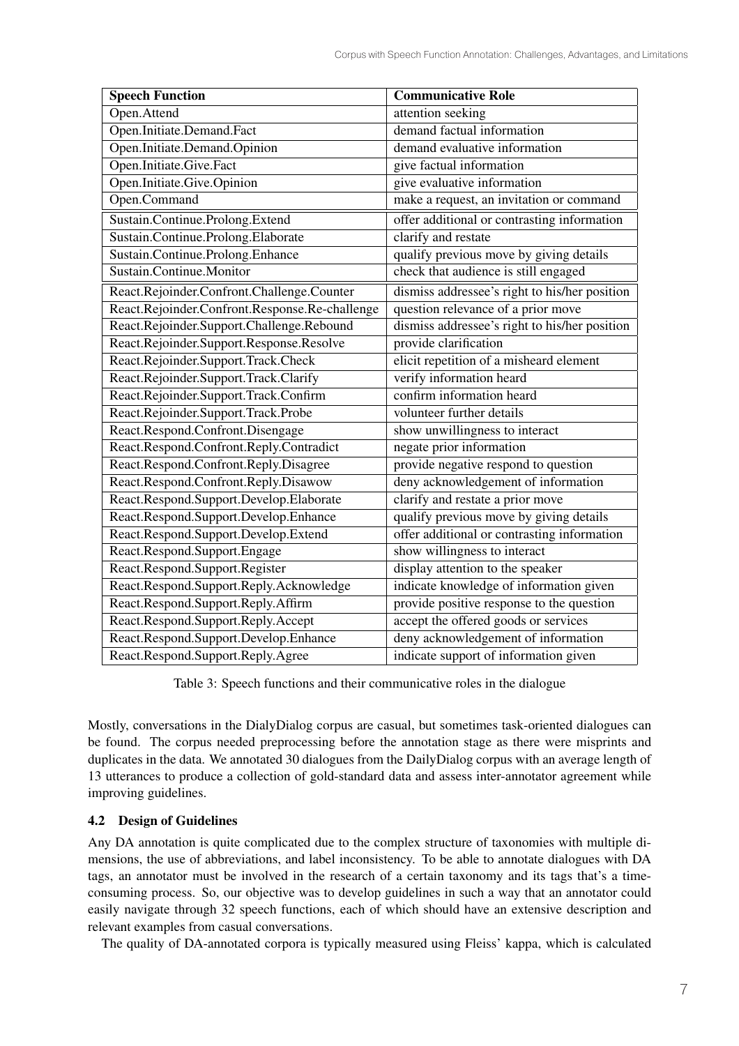| Speech Function | Communicative Role |
|---|---|
| Open.Attend | attention seeking |
| Open.Initiate.Demand.Fact | demand factual information |
| Open.Initiate.Demand.Opinion | demand evaluative information |
| Open.Initiate.Give.Fact | give factual information |
| Open.Initiate.Give.Opinion | give evaluative information |
| Open.Command | make a request, an invitation or command |
| Sustain.Continue.Prolong.Extend | offer additional or contrasting information |
| Sustain.Continue.Prolong.Elaborate | clarify and restate |
| Sustain.Continue.Prolong.Enhance | qualify previous move by giving details |
| Sustain.Continue.Monitor | check that audience is still engaged |
| React.Rejoinder.Confront.Challenge.Counter | dismiss addressee's right to his/her position |
| React.Rejoinder.Confront.Response.Re-challenge | question relevance of a prior move |
| React.Rejoinder.Support.Challenge.Rebound | dismiss addressee's right to his/her position |
| React.Rejoinder.Support.Response.Resolve | provide clarification |
| React.Rejoinder.Support.Track.Check | elicit repetition of a misheard element |
| React.Rejoinder.Support.Track.Clarify | verify information heard |
| React.Rejoinder.Support.Track.Confirm | confirm information heard |
| React.Rejoinder.Support.Track.Probe | volunteer further details |
| React.Respond.Confront.Disengage | show unwillingness to interact |
| React.Respond.Confront.Reply.Contradict | negate prior information |
| React.Respond.Confront.Reply.Disagree | provide negative respond to question |
| React.Respond.Confront.Reply.Disawow | deny acknowledgement of information |
| React.Respond.Support.Develop.Elaborate | clarify and restate a prior move |
| React.Respond.Support.Develop.Enhance | qualify previous move by giving details |
| React.Respond.Support.Develop.Extend | offer additional or contrasting information |
| React.Respond.Support.Engage | show willingness to interact |
| React.Respond.Support.Register | display attention to the speaker |
| React.Respond.Support.Reply.Acknowledge | indicate knowledge of information given |
| React.Respond.Support.Reply.Affirm | provide positive response to the question |
| React.Respond.Support.Reply.Accept | accept the offered goods or services |
| React.Respond.Support.Develop.Enhance | deny acknowledgement of information |
| React.Respond.Support.Reply.Agree | indicate support of information given |

Table 3: Speech functions and their communicative roles in the dialogue

Mostly, conversations in the DialyDialog corpus are casual, but sometimes task-oriented dialogues can be found. The corpus needed preprocessing before the annotation stage as there were misprints and duplicates in the data. We annotated 30 dialogues from the DailyDialog corpus with an average length of 13 utterances to produce a collection of gold-standard data and assess inter-annotator agreement while improving guidelines.

### 4.2 Design of Guidelines

Any DA annotation is quite complicated due to the complex structure of taxonomies with multiple dimensions, the use of abbreviations, and label inconsistency. To be able to annotate dialogues with DA tags, an annotator must be involved in the research of a certain taxonomy and its tags that's a time-consuming process. So, our objective was to develop guidelines in such a way that an annotator could easily navigate through 32 speech functions, each of which should have an extensive description and relevant examples from casual conversations.

The quality of DA-annotated corpora is typically measured using Fleiss' kappa, which is calculated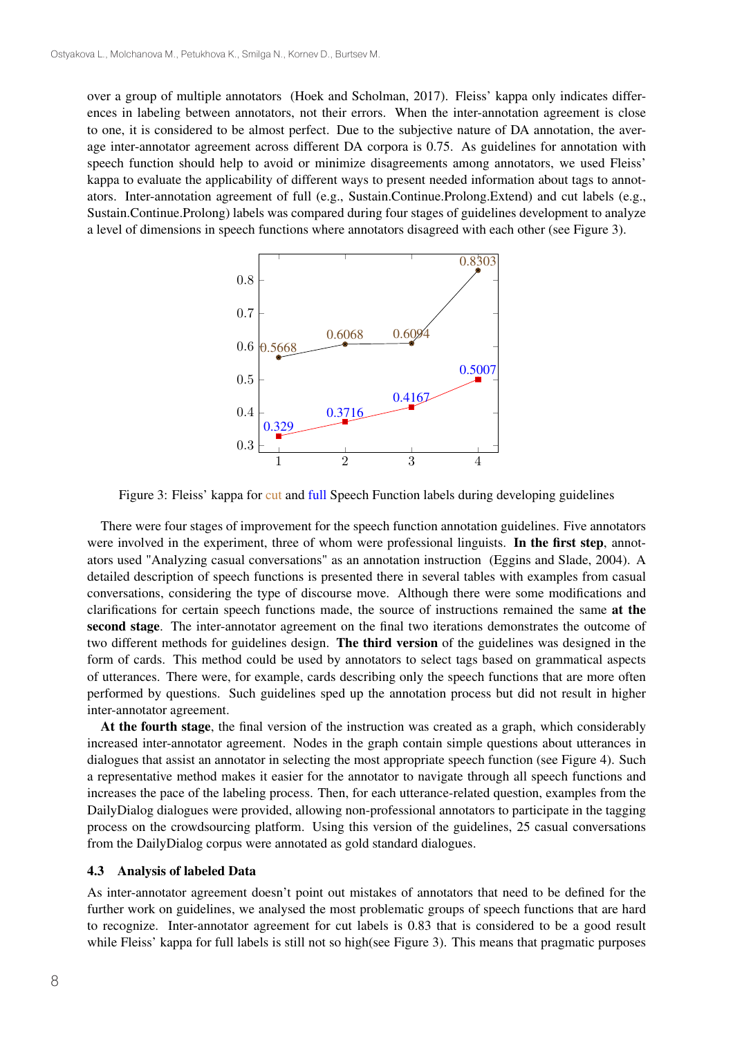over a group of multiple annotators (Hoek and Scholman, 2017). Fleiss' kappa only indicates differences in labeling between annotators, not their errors. When the inter-annotation agreement is close to one, it is considered to be almost perfect. Due to the subjective nature of DA annotation, the average inter-annotator agreement across different DA corpora is 0.75. As guidelines for annotation with speech function should help to avoid or minimize disagreements among annotators, we used Fleiss' kappa to evaluate the applicability of different ways to present needed information about tags to annotators. Inter-annotation agreement of full (e.g., Sustain.Continue.Prolong.Extend) and cut labels (e.g., Sustain.Continue.Prolong) labels was compared during four stages of guidelines development to analyze a level of dimensions in speech functions where annotators disagreed with each other (see Figure 3).

Figure 3: Fleiss' kappa for cut and full Speech Function labels during developing guidelines

There were four stages of improvement for the speech function annotation guidelines. Five annotators were involved in the experiment, three of whom were professional linguists. **In the first step**, annotators used "Analyzing casual conversations" as an annotation instruction (Eggins and Slade, 2004). A detailed description of speech functions is presented there in several tables with examples from casual conversations, considering the type of discourse move. Although there were some modifications and clarifications for certain speech functions made, the source of instructions remained the same **at the second stage**. The inter-annotator agreement on the final two iterations demonstrates the outcome of two different methods for guidelines design. **The third version** of the guidelines was designed in the form of cards. This method could be used by annotators to select tags based on grammatical aspects of utterances. There were, for example, cards describing only the speech functions that are more often performed by questions. Such guidelines sped up the annotation process but did not result in higher inter-annotator agreement.

**At the fourth stage**, the final version of the instruction was created as a graph, which considerably increased inter-annotator agreement. Nodes in the graph contain simple questions about utterances in dialogues that assist an annotator in selecting the most appropriate speech function (see Figure 4). Such a representative method makes it easier for the annotator to navigate through all speech functions and increases the pace of the labeling process. Then, for each utterance-related question, examples from the DailyDialog dialogues were provided, allowing non-professional annotators to participate in the tagging process on the crowdsourcing platform. Using this version of the guidelines, 25 casual conversations from the DailyDialog corpus were annotated as gold standard dialogues.

### 4.3 Analysis of labeled Data

As inter-annotator agreement doesn't point out mistakes of annotators that need to be defined for the further work on guidelines, we analysed the most problematic groups of speech functions that are hard to recognize. Inter-annotator agreement for cut labels is 0.83 that is considered to be a good result while Fleiss' kappa for full labels is still not so high(see Figure 3). This means that pragmatic purposes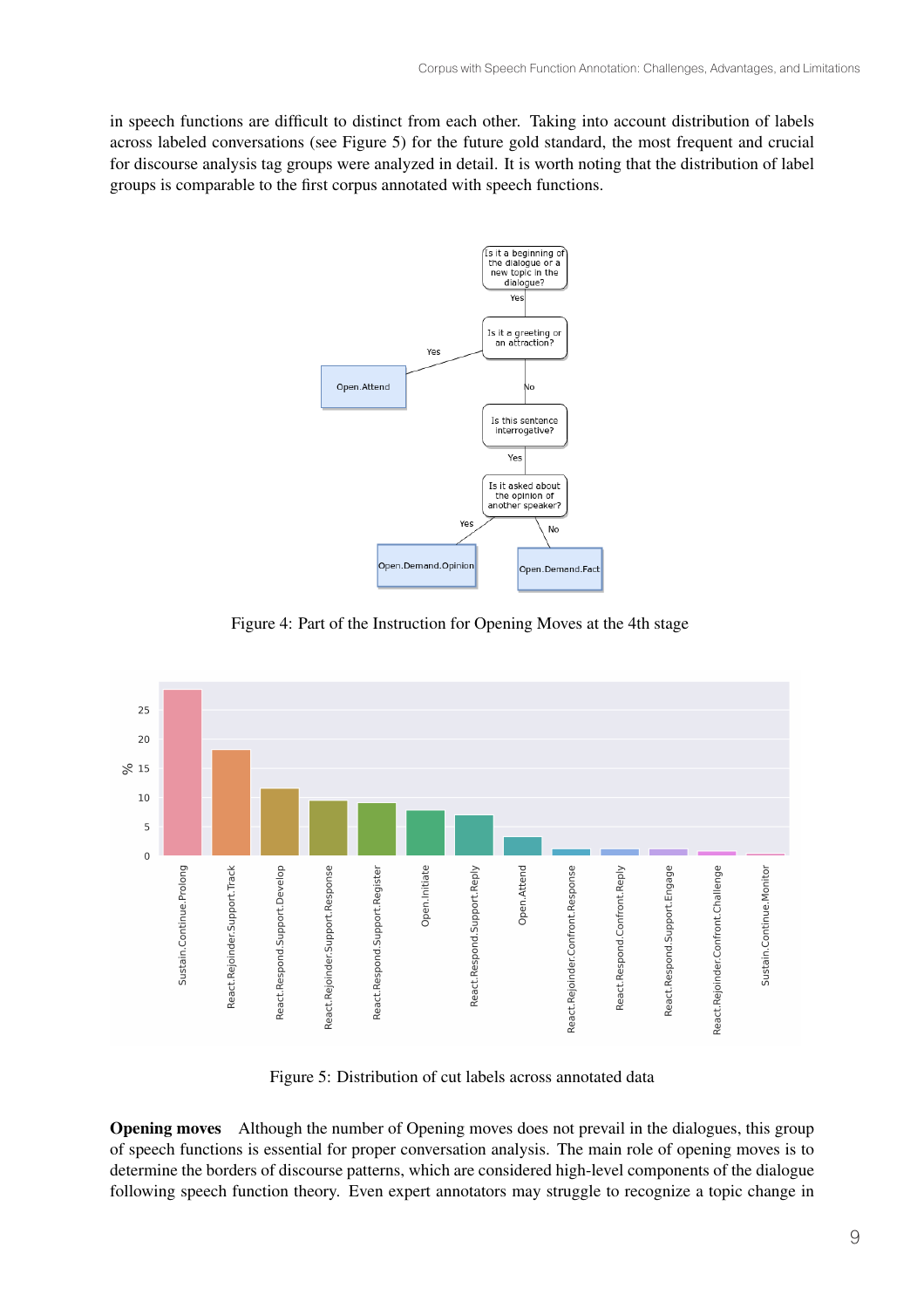in speech functions are difficult to distinct from each other. Taking into account distribution of labels across labeled conversations (see Figure 5) for the future gold standard, the most frequent and crucial for discourse analysis tag groups were analyzed in detail. It is worth noting that the distribution of label groups is comparable to the first corpus annotated with speech functions.

Figure 4: Part of the Instruction for Opening Moves at the 4th stage

Figure 5: Distribution of cut labels across annotated data

**Opening moves** Although the number of Opening moves does not prevail in the dialogues, this group of speech functions is essential for proper conversation analysis. The main role of opening moves is to determine the borders of discourse patterns, which are considered high-level components of the dialogue following speech function theory. Even expert annotators may struggle to recognize a topic change in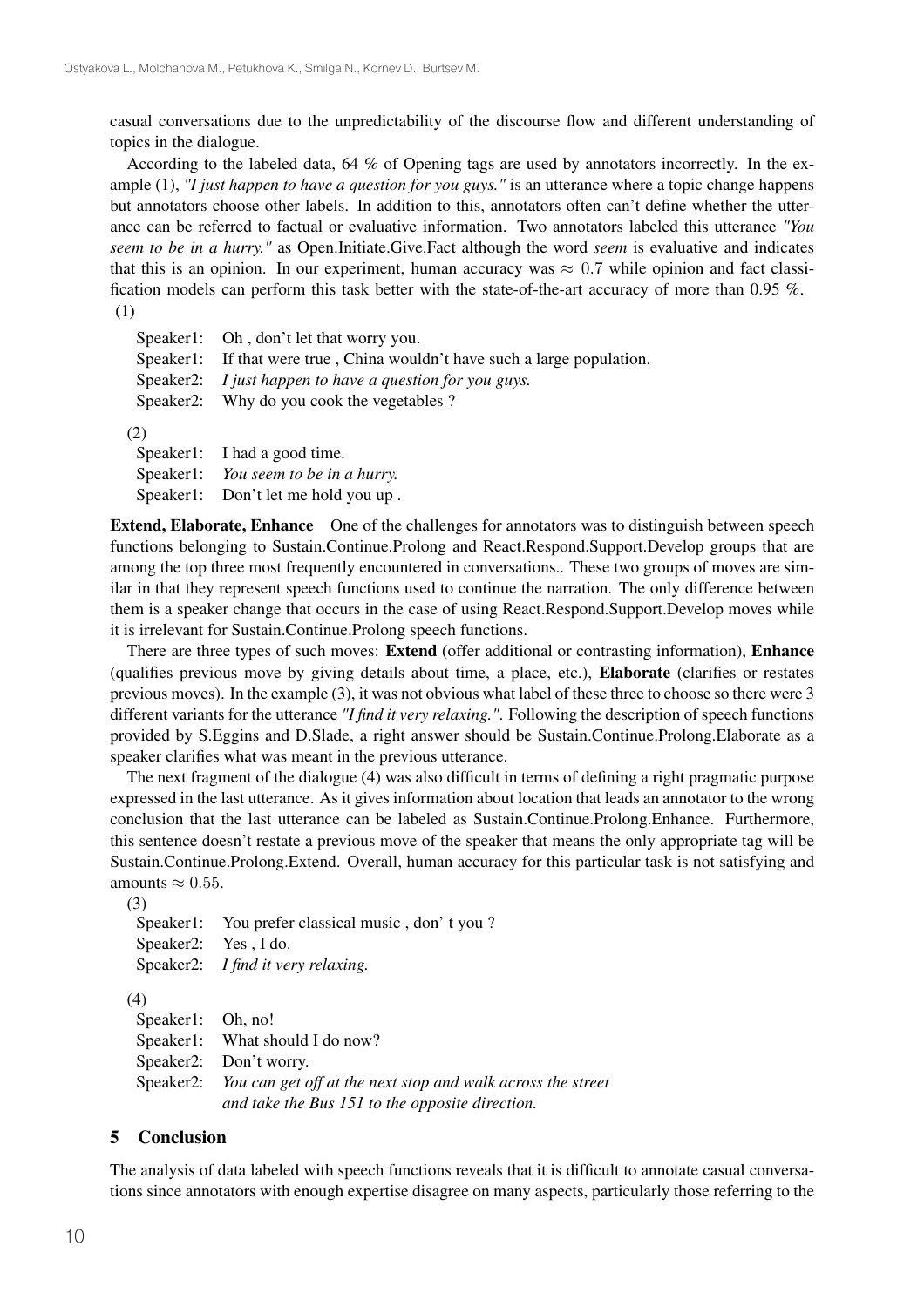casual conversations due to the unpredictability of the discourse flow and different understanding of topics in the dialogue.

According to the labeled data, 64 % of Opening tags are used by annotators incorrectly. In the example (1), *"I just happen to have a question for you guys."* is an utterance where a topic change happens but annotators choose other labels. In addition to this, annotators often can't define whether the utterance can be referred to factual or evaluative information. Two annotators labeled this utterance *"You seem to be in a hurry."* as Open.Initiate.Give.Fact although the word *seem* is evaluative and indicates that this is an opinion. In our experiment, human accuracy was $\approx 0.7$ while opinion and fact classification models can perform this task better with the state-of-the-art accuracy of more than 0.95 %.

(1)

Speaker1: Oh , don't let that worry you.
Speaker1: If that were true , China wouldn't have such a large population.
Speaker2: *I just happen to have a question for you guys.*
Speaker2: Why do you cook the vegetables ?

(2)

Speaker1: I had a good time.
Speaker1: *You seem to be in a hurry.*
Speaker1: Don't let me hold you up .

**Extend, Elaborate, Enhance** One of the challenges for annotators was to distinguish between speech functions belonging to Sustain.Continue.Prolong and React.Respond.Support.Develop groups that are among the top three most frequently encountered in conversations.. These two groups of moves are similar in that they represent speech functions used to continue the narration. The only difference between them is a speaker change that occurs in the case of using React.Respond.Support.Develop moves while it is irrelevant for Sustain.Continue.Prolong speech functions.

There are three types of such moves: **Extend** (offer additional or contrasting information), **Enhance** (qualifies previous move by giving details about time, a place, etc.), **Elaborate** (clarifies or restates previous moves). In the example (3), it was not obvious what label of these three to choose so there were 3 different variants for the utterance *"I find it very relaxing."*. Following the description of speech functions provided by S.Eggins and D.Slade, a right answer should be Sustain.Continue.Prolong.Elaborate as a speaker clarifies what was meant in the previous utterance.

The next fragment of the dialogue (4) was also difficult in terms of defining a right pragmatic purpose expressed in the last utterance. As it gives information about location that leads an annotator to the wrong conclusion that the last utterance can be labeled as Sustain.Continue.Prolong.Enhance. Furthermore, this sentence doesn't restate a previous move of the speaker that means the only appropriate tag will be Sustain.Continue.Prolong.Extend. Overall, human accuracy for this particular task is not satisfying and amounts $\approx 0.55$.

(3)

Speaker1: You prefer classical music , don' t you ?
Speaker2: Yes , I do.
Speaker2: *I find it very relaxing.*

(4)

Speaker1: Oh, no!
Speaker1: What should I do now?
Speaker2: Don't worry.
Speaker2: *You can get off at the next stop and walk across the street and take the Bus 151 to the opposite direction.*

## 5 Conclusion

The analysis of data labeled with speech functions reveals that it is difficult to annotate casual conversations since annotators with enough expertise disagree on many aspects, particularly those referring to the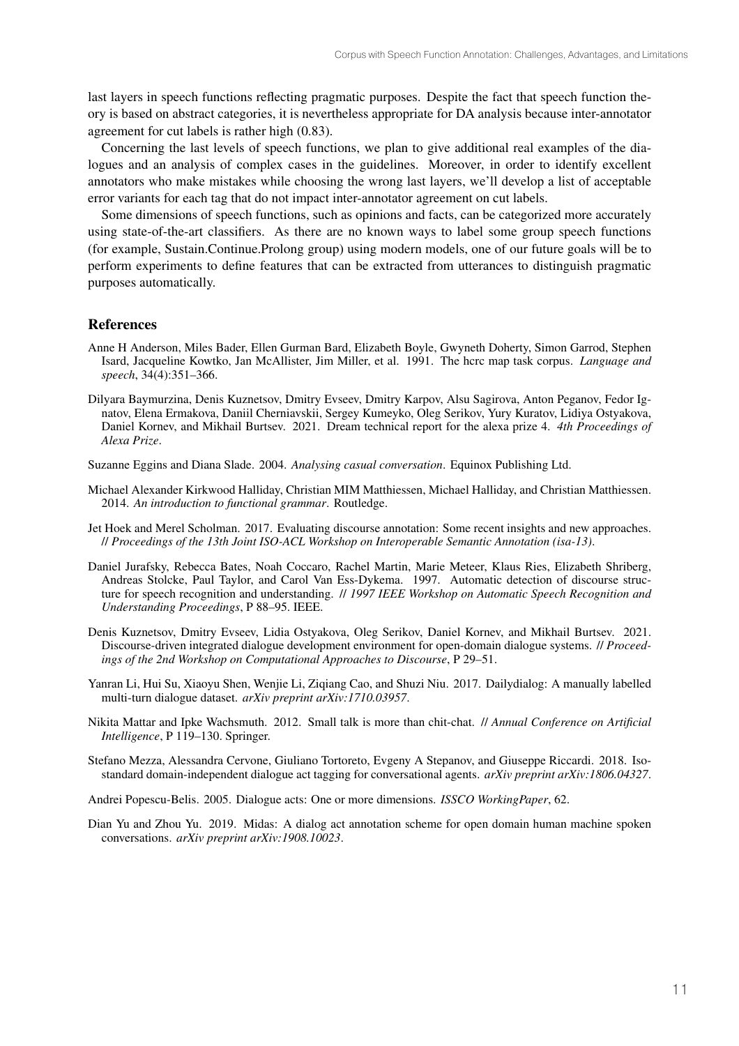last layers in speech functions reflecting pragmatic purposes. Despite the fact that speech function theory is based on abstract categories, it is nevertheless appropriate for DA analysis because inter-annotator agreement for cut labels is rather high (0.83).

Concerning the last levels of speech functions, we plan to give additional real examples of the dialogues and an analysis of complex cases in the guidelines. Moreover, in order to identify excellent annotators who make mistakes while choosing the wrong last layers, we'll develop a list of acceptable error variants for each tag that do not impact inter-annotator agreement on cut labels.

Some dimensions of speech functions, such as opinions and facts, can be categorized more accurately using state-of-the-art classifiers. As there are no known ways to label some group speech functions (for example, Sustain.Continue.Prolong group) using modern models, one of our future goals will be to perform experiments to define features that can be extracted from utterances to distinguish pragmatic purposes automatically.

## References

Anne H Anderson, Miles Bader, Ellen Gurman Bard, Elizabeth Boyle, Gwyneth Doherty, Simon Garrod, Stephen Isard, Jacqueline Kowtko, Jan McAllister, Jim Miller, et al. 1991. The hcrc map task corpus. *Language and speech*, 34(4):351–366.

Dilyara Baymurzina, Denis Kuznetsov, Dmitry Evseev, Dmitry Karpov, Alsu Sagirova, Anton Peganov, Fedor Ignatov, Elena Ermakova, Daniil Cherniavskii, Sergey Kumeyko, Oleg Serikov, Yury Kuratov, Lidiya Ostyakova, Daniel Kornev, and Mikhail Burtsev. 2021. Dream technical report for the alexa prize 4. *4th Proceedings of Alexa Prize*.

Suzanne Eggins and Diana Slade. 2004. *Analysing casual conversation*. Equinox Publishing Ltd.

Michael Alexander Kirkwood Halliday, Christian MIM Matthiessen, Michael Halliday, and Christian Matthiessen. 2014. *An introduction to functional grammar*. Routledge.

Jet Hoek and Merel Scholman. 2017. Evaluating discourse annotation: Some recent insights and new approaches. // *Proceedings of the 13th Joint ISO-ACL Workshop on Interoperable Semantic Annotation (isa-13)*.

Daniel Jurafsky, Rebecca Bates, Noah Coccaro, Rachel Martin, Marie Meteer, Klaus Ries, Elizabeth Shriberg, Andreas Stolcke, Paul Taylor, and Carol Van Ess-Dykema. 1997. Automatic detection of discourse structure for speech recognition and understanding. // *1997 IEEE Workshop on Automatic Speech Recognition and Understanding Proceedings*, P 88–95. IEEE.

Denis Kuznetsov, Dmitry Evseev, Lidia Ostyakova, Oleg Serikov, Daniel Kornev, and Mikhail Burtsev. 2021. Discourse-driven integrated dialogue development environment for open-domain dialogue systems. // *Proceedings of the 2nd Workshop on Computational Approaches to Discourse*, P 29–51.

Yanran Li, Hui Su, Xiaoyu Shen, Wenjie Li, Ziqiang Cao, and Shuzi Niu. 2017. Dailydialog: A manually labelled multi-turn dialogue dataset. *arXiv preprint arXiv:1710.03957*.

Nikita Mattar and Ipke Wachsmuth. 2012. Small talk is more than chit-chat. // *Annual Conference on Artificial Intelligence*, P 119–130. Springer.

Stefano Mezza, Alessandra Cervone, Giuliano Tortoreto, Evgeny A Stepanov, and Giuseppe Riccardi. 2018. Iso-standard domain-independent dialogue act tagging for conversational agents. *arXiv preprint arXiv:1806.04327*.

Andrei Popescu-Belis. 2005. Dialogue acts: One or more dimensions. *ISSCO WorkingPaper*, 62.

Dian Yu and Zhou Yu. 2019. Midas: A dialog act annotation scheme for open domain human machine spoken conversations. *arXiv preprint arXiv:1908.10023*.